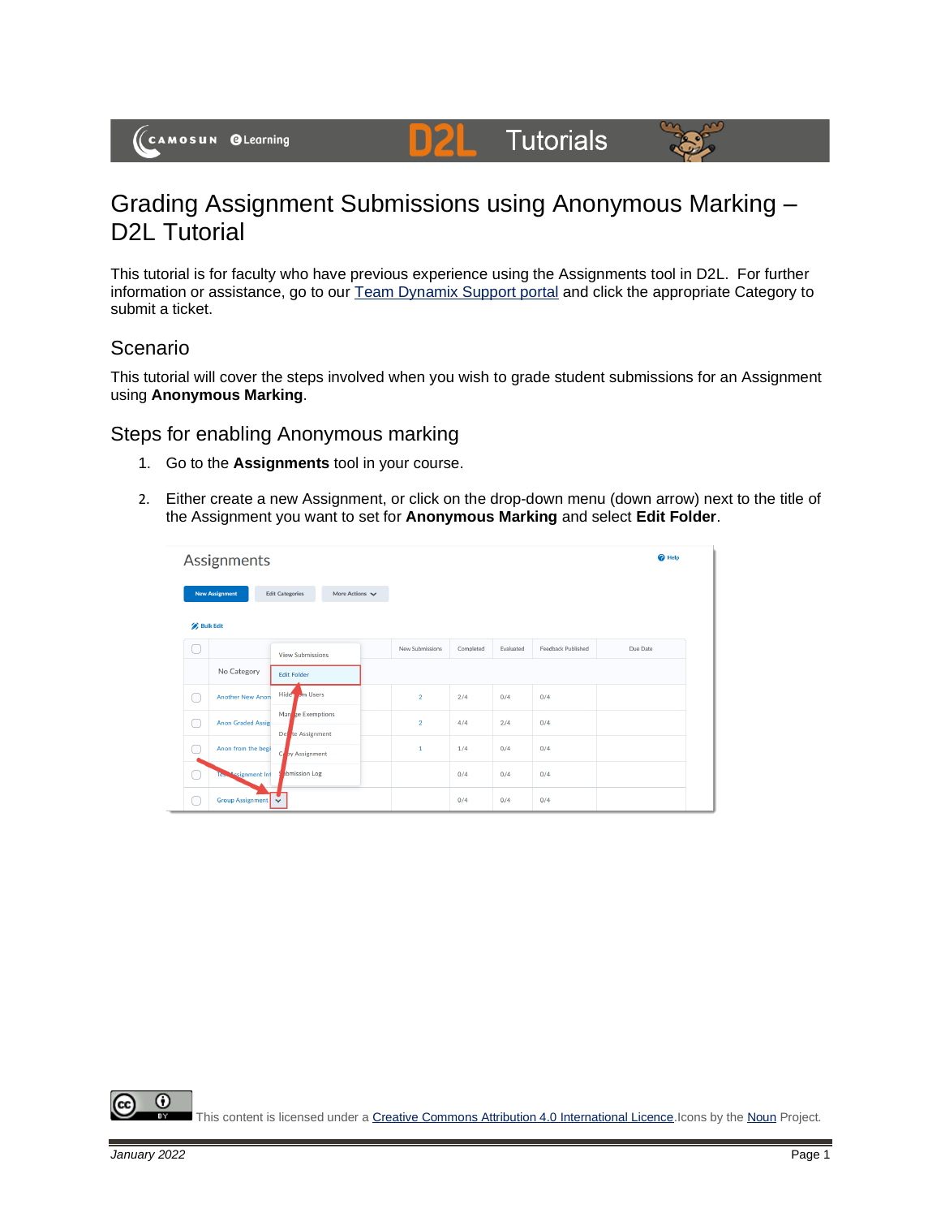# Grading Assignment Submissions using Anonymous Marking – D2L Tutorial

This tutorial is for faculty who have previous experience using the Assignments tool in D2L. For further information or assistance, go to our [Team Dynamix Support portal](#) and click the appropriate Category to submit a ticket.

## Scenario

This tutorial will cover the steps involved when you wish to grade student submissions for an Assignment using **Anonymous Marking**.

## Steps for enabling Anonymous marking

1. Go to the **Assignments** tool in your course.
2. Either create a new Assignment, or click on the drop-down menu (down arrow) next to the title of the Assignment you want to set for **Anonymous Marking** and select **Edit Folder**.

This content is licensed under a [Creative Commons Attribution 4.0 International Licence](#). Icons by the [Noun](#) Project.

*January 2022*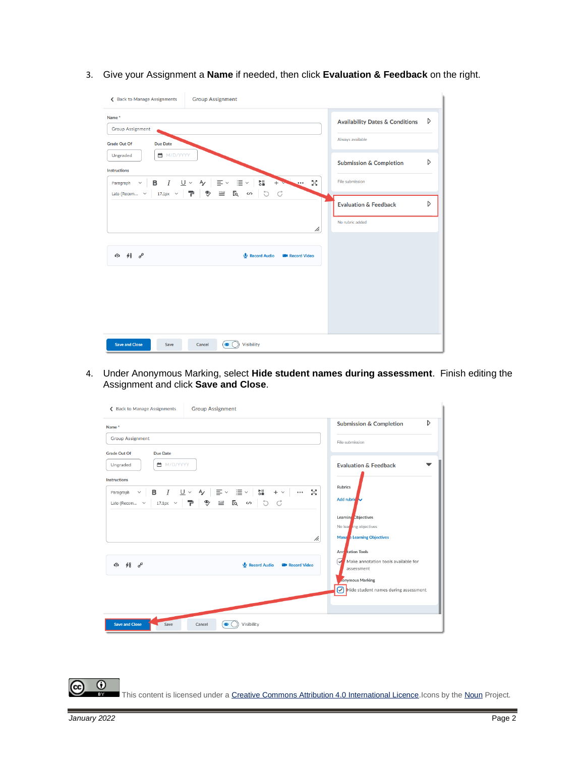3. Give your Assignment a **Name** if needed, then click **Evaluation & Feedback** on the right.

4. Under Anonymous Marking, select **Hide student names during assessment**. Finish editing the Assignment and click **Save and Close**.

This content is licensed under a Creative Commons Attribution 4.0 International Licence. Icons by the Noun Project.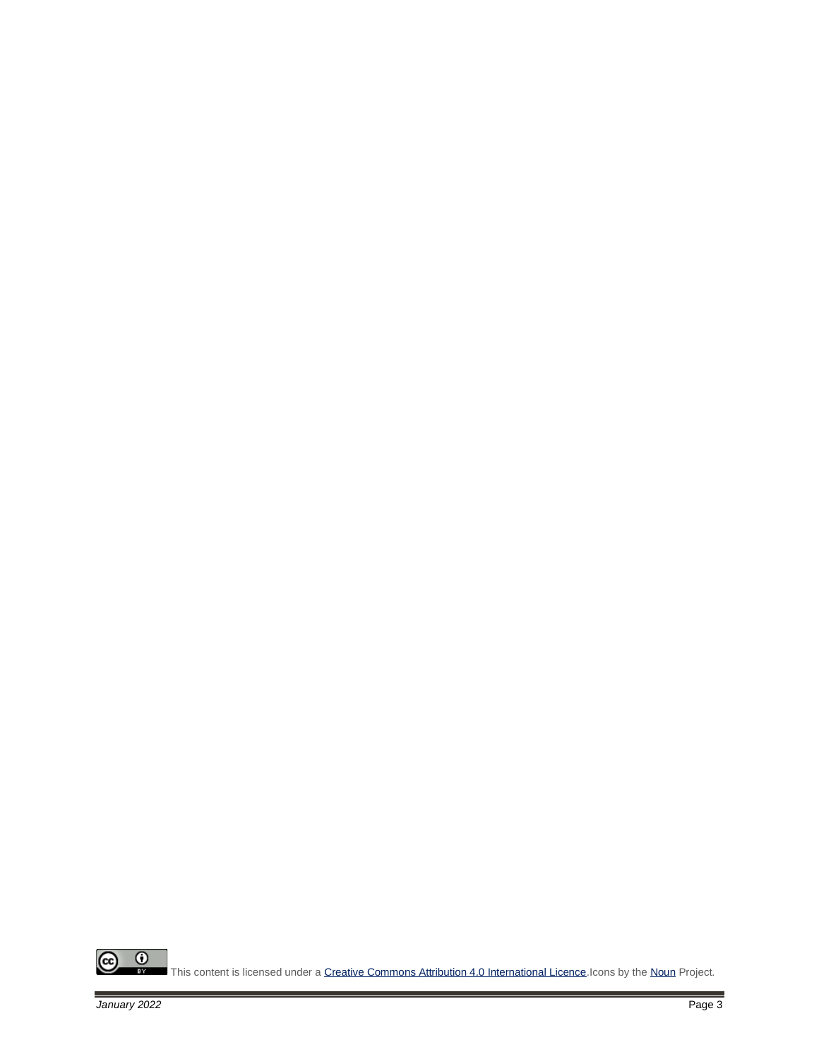This content is licensed under a Creative Commons Attribution 4.0 International Licence. Icons by the Noun Project.

*January 2022*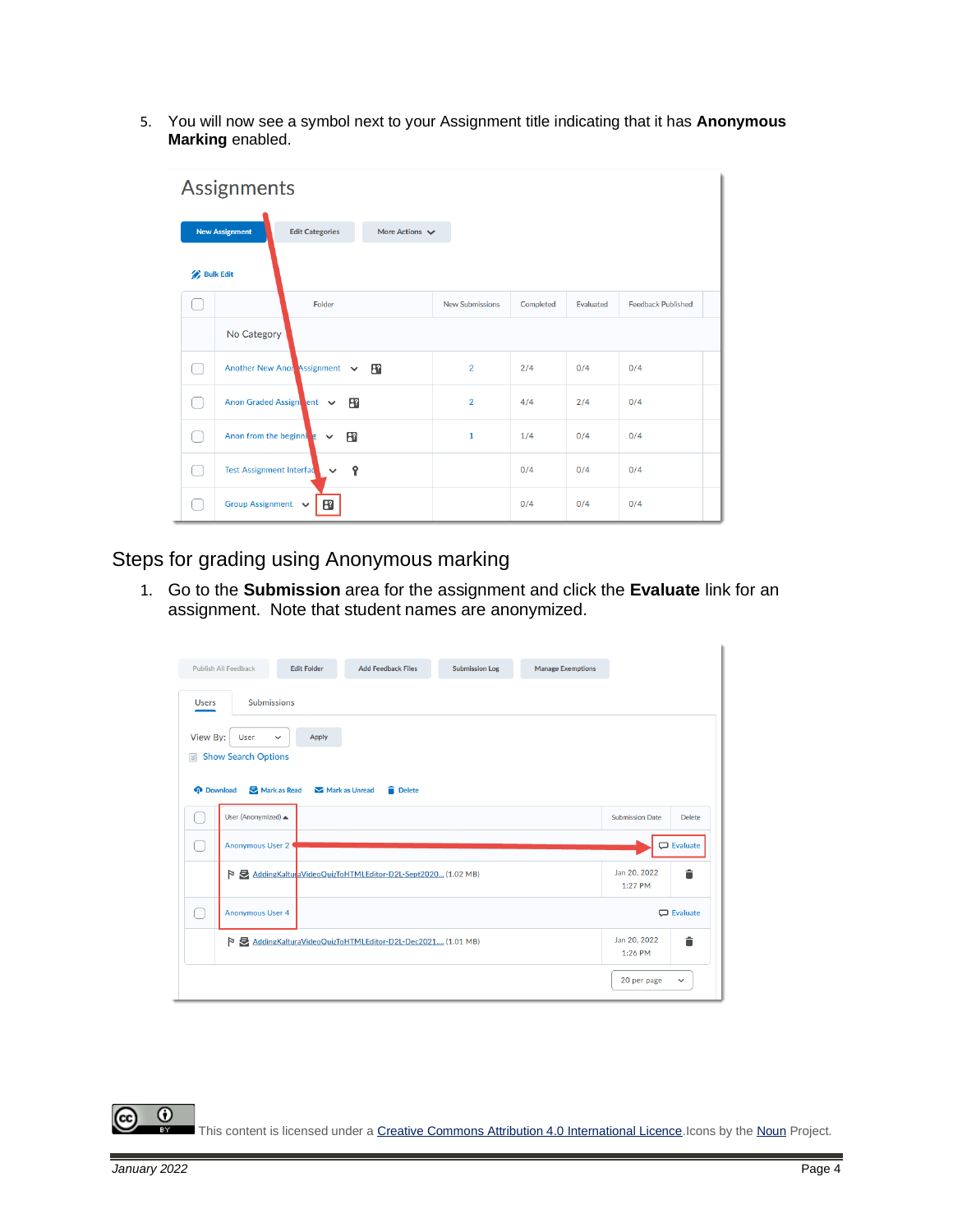5. You will now see a symbol next to your Assignment title indicating that it has **Anonymous Marking** enabled.

## Steps for grading using Anonymous marking

1. Go to the **Submission** area for the assignment and click the **Evaluate** link for an assignment. Note that student names are anonymized.

This content is licensed under a Creative Commons Attribution 4.0 International Licence. Icons by the Noun Project.

*January 2022*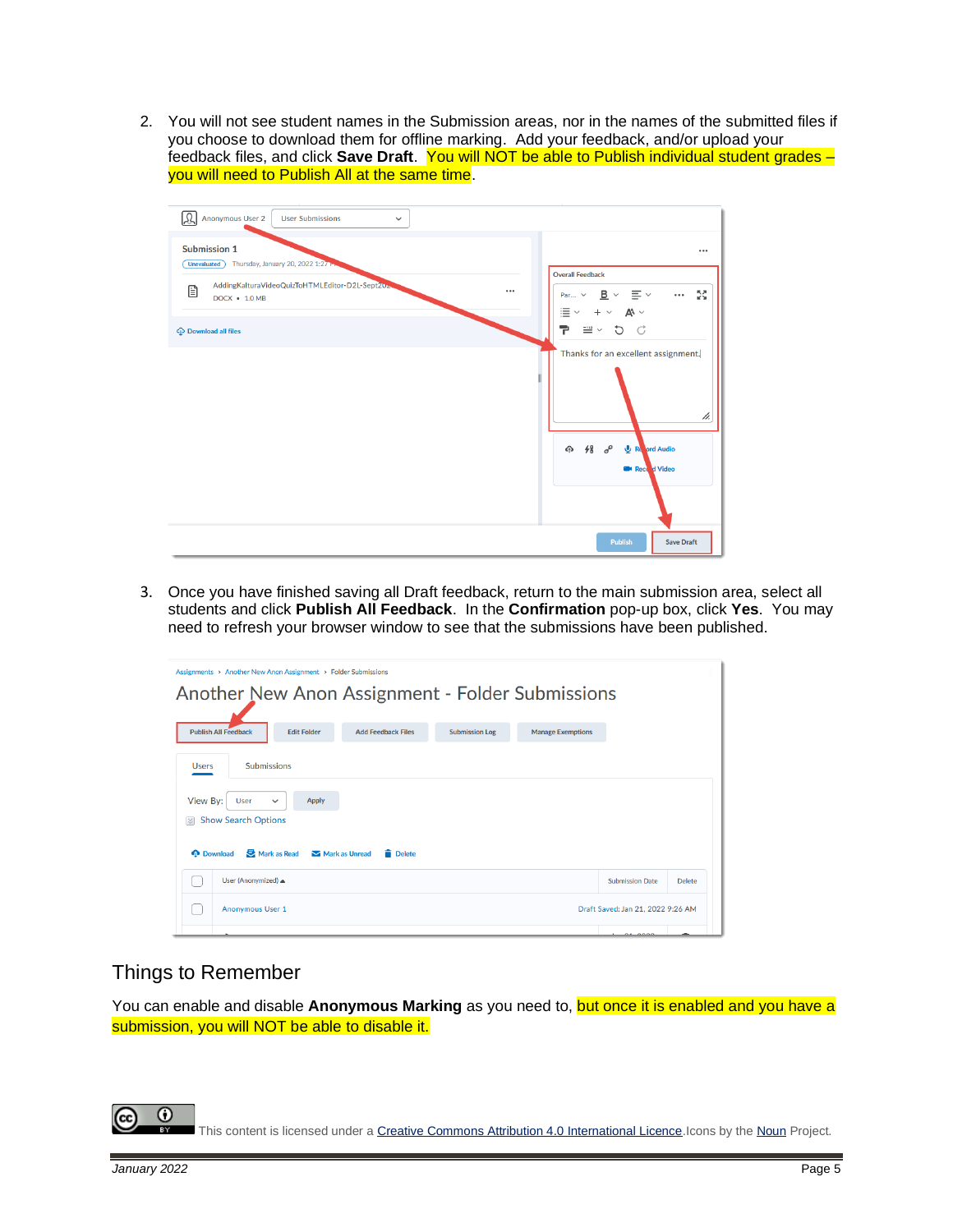2. You will not see student names in the Submission areas, nor in the names of the submitted files if you choose to download them for offline marking. Add your feedback, and/or upload your feedback files, and click **Save Draft**. You will NOT be able to Publish individual student grades – you will need to Publish All at the same time.

3. Once you have finished saving all Draft feedback, return to the main submission area, select all students and click **Publish All Feedback**. In the **Confirmation** pop-up box, click **Yes**. You may need to refresh your browser window to see that the submissions have been published.

## Things to Remember

You can enable and disable **Anonymous Marking** as you need to, but once it is enabled and you have a submission, you will NOT be able to disable it.

This content is licensed under a Creative Commons Attribution 4.0 International Licence. Icons by the Noun Project.

January 2022